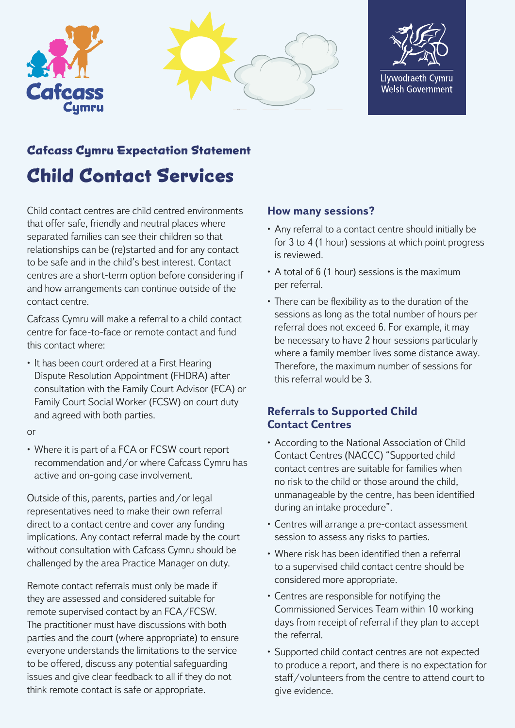Cafcass Cymru

Llywodraeth Cymru
Welsh Government

## Cafcass Cymru Expectation Statement

# Child Contact Services

Child contact centres are child centred environments that offer safe, friendly and neutral places where separated families can see their children so that relationships can be (re)started and for any contact to be safe and in the child's best interest. Contact centres are a short-term option before considering if and how arrangements can continue outside of the contact centre.

Cafcass Cymru will make a referral to a child contact centre for face-to-face or remote contact and fund this contact where:

- It has been court ordered at a First Hearing Dispute Resolution Appointment (FHDRA) after consultation with the Family Court Advisor (FCA) or Family Court Social Worker (FCSW) on court duty and agreed with both parties.

or

- Where it is part of a FCA or FCSW court report recommendation and/or where Cafcass Cymru has active and on-going case involvement.

Outside of this, parents, parties and/or legal representatives need to make their own referral direct to a contact centre and cover any funding implications. Any contact referral made by the court without consultation with Cafcass Cymru should be challenged by the area Practice Manager on duty.

Remote contact referrals must only be made if they are assessed and considered suitable for remote supervised contact by an FCA/FCSW. The practitioner must have discussions with both parties and the court (where appropriate) to ensure everyone understands the limitations to the service to be offered, discuss any potential safeguarding issues and give clear feedback to all if they do not think remote contact is safe or appropriate.

### How many sessions?

- Any referral to a contact centre should initially be for 3 to 4 (1 hour) sessions at which point progress is reviewed.
- A total of 6 (1 hour) sessions is the maximum per referral.
- There can be flexibility as to the duration of the sessions as long as the total number of hours per referral does not exceed 6. For example, it may be necessary to have 2 hour sessions particularly where a family member lives some distance away. Therefore, the maximum number of sessions for this referral would be 3.

### Referrals to Supported Child Contact Centres

- According to the National Association of Child Contact Centres (NACCC) "Supported child contact centres are suitable for families when no risk to the child or those around the child, unmanageable by the centre, has been identified during an intake procedure".
- Centres will arrange a pre-contact assessment session to assess any risks to parties.
- Where risk has been identified then a referral to a supervised child contact centre should be considered more appropriate.
- Centres are responsible for notifying the Commissioned Services Team within 10 working days from receipt of referral if they plan to accept the referral.
- Supported child contact centres are not expected to produce a report, and there is no expectation for staff/volunteers from the centre to attend court to give evidence.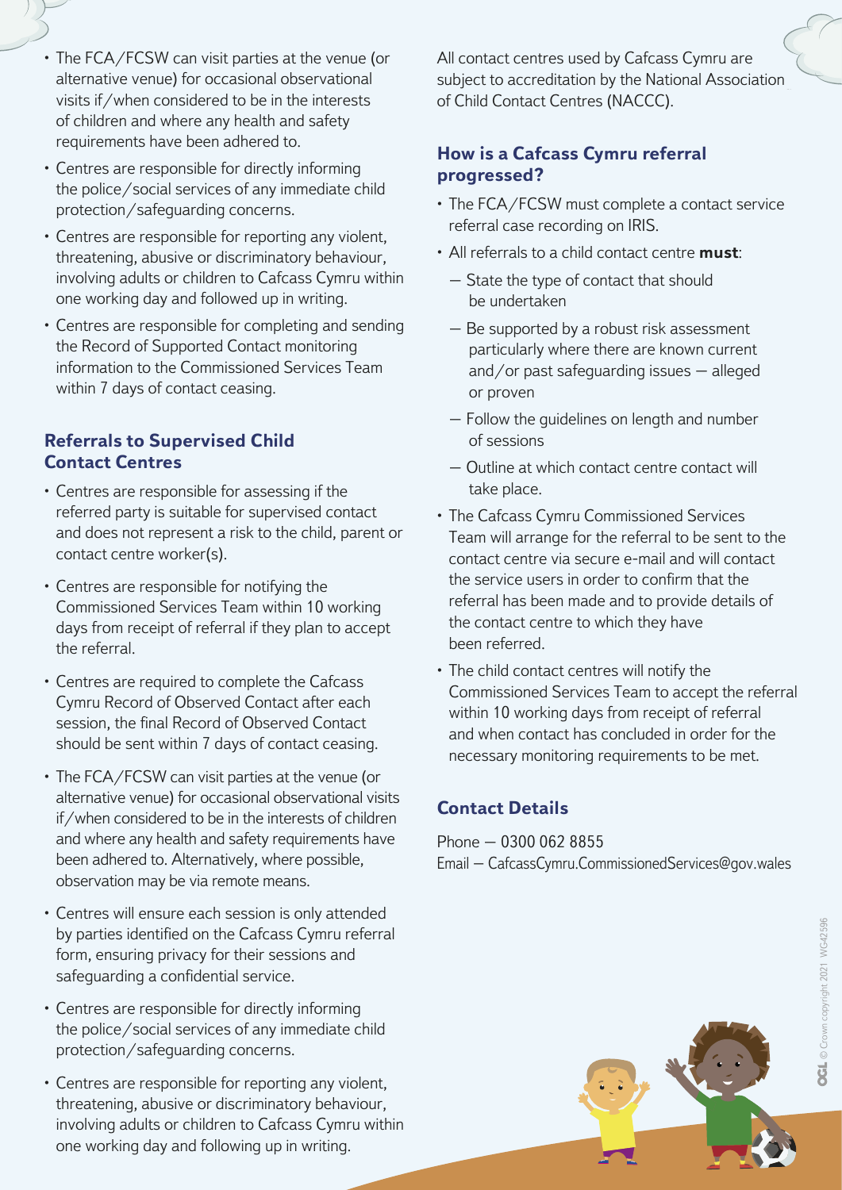- The FCA/FCSW can visit parties at the venue (or alternative venue) for occasional observational visits if/when considered to be in the interests of children and where any health and safety requirements have been adhered to.
- Centres are responsible for directly informing the police/social services of any immediate child protection/safeguarding concerns.
- Centres are responsible for reporting any violent, threatening, abusive or discriminatory behaviour, involving adults or children to Cafcass Cymru within one working day and followed up in writing.
- Centres are responsible for completing and sending the Record of Supported Contact monitoring information to the Commissioned Services Team within 7 days of contact ceasing.

### Referrals to Supervised Child Contact Centres

- Centres are responsible for assessing if the referred party is suitable for supervised contact and does not represent a risk to the child, parent or contact centre worker(s).
- Centres are responsible for notifying the Commissioned Services Team within 10 working days from receipt of referral if they plan to accept the referral.
- Centres are required to complete the Cafcass Cymru Record of Observed Contact after each session, the final Record of Observed Contact should be sent within 7 days of contact ceasing.
- The FCA/FCSW can visit parties at the venue (or alternative venue) for occasional observational visits if/when considered to be in the interests of children and where any health and safety requirements have been adhered to. Alternatively, where possible, observation may be via remote means.
- Centres will ensure each session is only attended by parties identified on the Cafcass Cymru referral form, ensuring privacy for their sessions and safeguarding a confidential service.
- Centres are responsible for directly informing the police/social services of any immediate child protection/safeguarding concerns.
- Centres are responsible for reporting any violent, threatening, abusive or discriminatory behaviour, involving adults or children to Cafcass Cymru within one working day and following up in writing.

All contact centres used by Cafcass Cymru are subject to accreditation by the National Association of Child Contact Centres (NACCC).

### How is a Cafcass Cymru referral progressed?

- The FCA/FCSW must complete a contact service referral case recording on IRIS.
- All referrals to a child contact centre **must**:
  - State the type of contact that should be undertaken
  - Be supported by a robust risk assessment particularly where there are known current and/or past safeguarding issues – alleged or proven
  - Follow the guidelines on length and number of sessions
  - Outline at which contact centre contact will take place.
- The Cafcass Cymru Commissioned Services Team will arrange for the referral to be sent to the contact centre via secure e-mail and will contact the service users in order to confirm that the referral has been made and to provide details of the contact centre to which they have been referred.
- The child contact centres will notify the Commissioned Services Team to accept the referral within 10 working days from receipt of referral and when contact has concluded in order for the necessary monitoring requirements to be met.

### Contact Details

Phone – 0300 062 8855
Email – CafcassCymru.CommissionedServices@gov.wales

OGL © Crown copyright 2021 WG42596